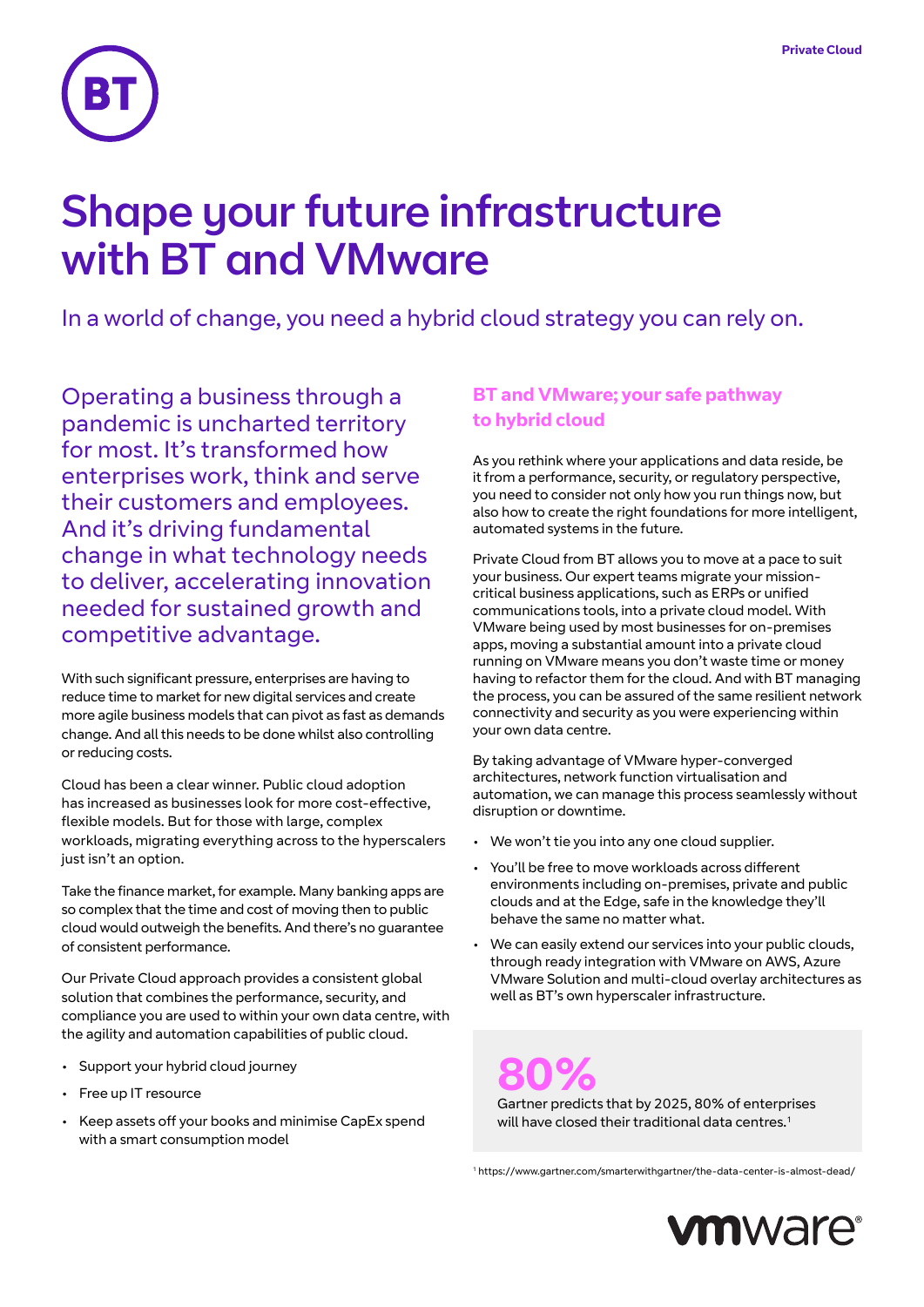# Shape your future infrastructure with BT and VMware

In a world of change, you need a hybrid cloud strategy you can rely on.

Operating a business through a pandemic is uncharted territory for most. It's transformed how enterprises work, think and serve their customers and employees. And it's driving fundamental change in what technology needs to deliver, accelerating innovation needed for sustained growth and competitive advantage.

With such significant pressure, enterprises are having to reduce time to market for new digital services and create more agile business models that can pivot as fast as demands change. And all this needs to be done whilst also controlling or reducing costs.

Cloud has been a clear winner. Public cloud adoption has increased as businesses look for more cost-effective, flexible models. But for those with large, complex workloads, migrating everything across to the hyperscalers just isn't an option.

Take the finance market, for example. Many banking apps are so complex that the time and cost of moving then to public cloud would outweigh the benefits. And there's no guarantee of consistent performance.

Our Private Cloud approach provides a consistent global solution that combines the performance, security, and compliance you are used to within your own data centre, with the agility and automation capabilities of public cloud.

- Support your hybrid cloud journey
- Free up IT resource
- Keep assets off your books and minimise CapEx spend with a smart consumption model

## BT and VMware; your safe pathway to hybrid cloud

As you rethink where your applications and data reside, be it from a performance, security, or regulatory perspective, you need to consider not only how you run things now, but also how to create the right foundations for more intelligent, automated systems in the future.

Private Cloud from BT allows you to move at a pace to suit your business. Our expert teams migrate your mission-critical business applications, such as ERPs or unified communications tools, into a private cloud model. With VMware being used by most businesses for on-premises apps, moving a substantial amount into a private cloud running on VMware means you don't waste time or money having to refactor them for the cloud. And with BT managing the process, you can be assured of the same resilient network connectivity and security as you were experiencing within your own data centre.

By taking advantage of VMware hyper-converged architectures, network function virtualisation and automation, we can manage this process seamlessly without disruption or downtime.

- We won't tie you into any one cloud supplier.
- You'll be free to move workloads across different environments including on-premises, private and public clouds and at the Edge, safe in the knowledge they'll behave the same no matter what.
- We can easily extend our services into your public clouds, through ready integration with VMware on AWS, Azure VMware Solution and multi-cloud overlay architectures as well as BT's own hyperscaler infrastructure.

**80%**

Gartner predicts that by 2025, 80% of enterprises will have closed their traditional data centres.[1]

[1] https://www.gartner.com/smarterwithgartner/the-data-center-is-almost-dead/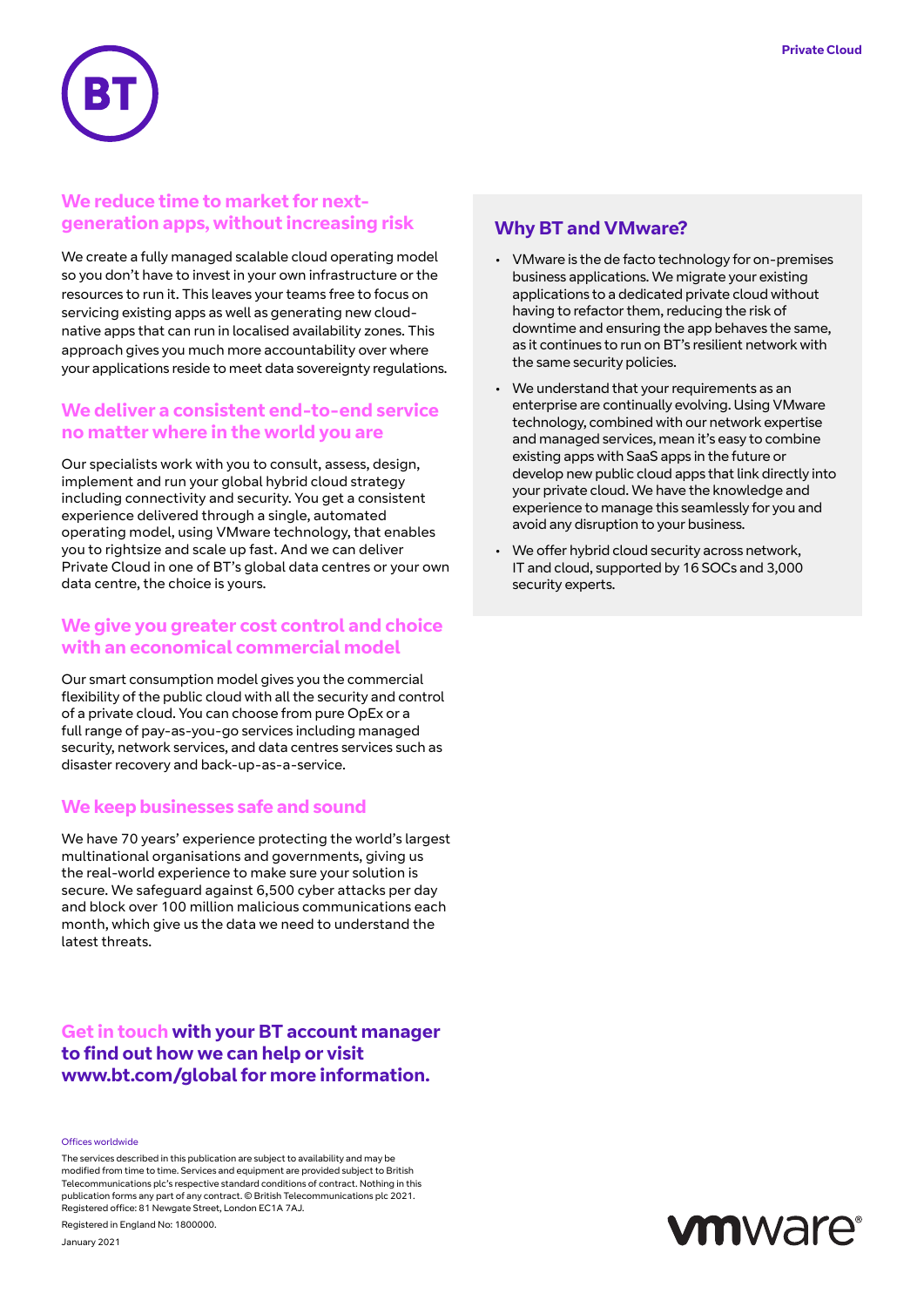## We reduce time to market for next-generation apps, without increasing risk

We create a fully managed scalable cloud operating model so you don't have to invest in your own infrastructure or the resources to run it. This leaves your teams free to focus on servicing existing apps as well as generating new cloud-native apps that can run in localised availability zones. This approach gives you much more accountability over where your applications reside to meet data sovereignty regulations.

## We deliver a consistent end-to-end service no matter where in the world you are

Our specialists work with you to consult, assess, design, implement and run your global hybrid cloud strategy including connectivity and security. You get a consistent experience delivered through a single, automated operating model, using VMware technology, that enables you to rightsize and scale up fast. And we can deliver Private Cloud in one of BT's global data centres or your own data centre, the choice is yours.

## We give you greater cost control and choice with an economical commercial model

Our smart consumption model gives you the commercial flexibility of the public cloud with all the security and control of a private cloud. You can choose from pure OpEx or a full range of pay-as-you-go services including managed security, network services, and data centres services such as disaster recovery and back-up-as-a-service.

## We keep businesses safe and sound

We have 70 years' experience protecting the world's largest multinational organisations and governments, giving us the real-world experience to make sure your solution is secure. We safeguard against 6,500 cyber attacks per day and block over 100 million malicious communications each month, which give us the data we need to understand the latest threats.

## Why BT and VMware?

- VMware is the de facto technology for on-premises business applications. We migrate your existing applications to a dedicated private cloud without having to refactor them, reducing the risk of downtime and ensuring the app behaves the same, as it continues to run on BT's resilient network with the same security policies.
- We understand that your requirements as an enterprise are continually evolving. Using VMware technology, combined with our network expertise and managed services, mean it's easy to combine existing apps with SaaS apps in the future or develop new public cloud apps that link directly into your private cloud. We have the knowledge and experience to manage this seamlessly for you and avoid any disruption to your business.
- We offer hybrid cloud security across network, IT and cloud, supported by 16 SOCs and 3,000 security experts.

**Get in touch with your BT account manager to find out how we can help or visit www.bt.com/global for more information.**

Offices worldwide

The services described in this publication are subject to availability and may be modified from time to time. Services and equipment are provided subject to British Telecommunications plc's respective standard conditions of contract. Nothing in this publication forms any part of any contract. © British Telecommunications plc 2021. Registered office: 81 Newgate Street, London EC1A 7AJ.

Registered in England No: 1800000.

January 2021